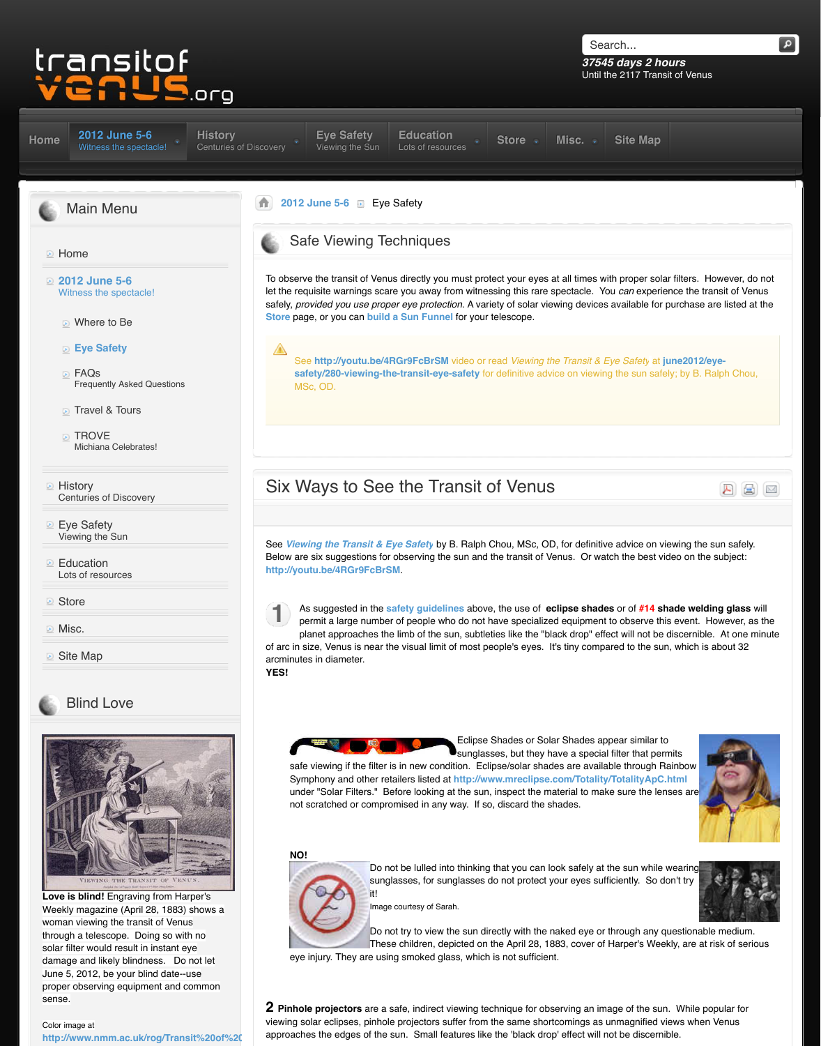transitof venus.org

Search...

**37545 days 2 hours**
Until the 2117 Transit of Venus

Home | 2012 June 5-6 Witness the spectacle! | History Centuries of Discovery | Eye Safety Viewing the Sun | Education Lots of resources | Store | Misc. | Site Map

## Main Menu

- Home
- 2012 June 5-6
  Witness the spectacle!
  - Where to Be
  - Eye Safety
  - FAQs
    Frequently Asked Questions
  - Travel & Tours
  - TROVE
    Michiana Celebrates!
- History
  Centuries of Discovery
- Eye Safety
  Viewing the Sun
- Education
  Lots of resources
- Store
- Misc.
- Site Map

## Blind Love

**Love is blind!** Engraving from Harper's Weekly magazine (April 28, 1883) shows a woman viewing the transit of Venus through a telescope. Doing so with no solar filter would result in instant eye damage and likely blindness. Do not let June 5, 2012, be your blind date--use proper observing equipment and common sense.

Color image at
http://www.nmm.ac.uk/rog/Transit%20of%20

2012 June 5-6 › Eye Safety

## Safe Viewing Techniques

To observe the transit of Venus directly you must protect your eyes at all times with proper solar filters. However, do not let the requisite warnings scare you away from witnessing this rare spectacle. You *can* experience the transit of Venus safely, *provided you use proper eye protection.* A variety of solar viewing devices available for purchase are listed at the Store page, or you can build a Sun Funnel for your telescope.

See **http://youtu.be/4RGr9FcBrSM** video or read *Viewing the Transit & Eye Safety* at **june2012/eye-safety/280-viewing-the-transit-eye-safety** for definitive advice on viewing the sun safely; by B. Ralph Chou, MSc, OD.

## Six Ways to See the Transit of Venus

See *Viewing the Transit & Eye Safety* by B. Ralph Chou, MSc, OD, for definitive advice on viewing the sun safely. Below are six suggestions for observing the sun and the transit of Venus. Or watch the best video on the subject: **http://youtu.be/4RGr9FcBrSM**.

**1** As suggested in the safety guidelines above, the use of **eclipse shades** or of **#14 shade welding glass** will permit a large number of people who do not have specialized equipment to observe this event. However, as the planet approaches the limb of the sun, subtleties like the "black drop" effect will not be discernible. At one minute of arc in size, Venus is near the visual limit of most people's eyes. It's tiny compared to the sun, which is about 32 arcminutes in diameter.

**YES!**

Eclipse Shades or Solar Shades appear similar to sunglasses, but they have a special filter that permits safe viewing if the filter is in new condition. Eclipse/solar shades are available through Rainbow Symphony and other retailers listed at http://www.mreclipse.com/Totality/TotalityApC.html under "Solar Filters." Before looking at the sun, inspect the material to make sure the lenses are not scratched or compromised in any way. If so, discard the shades.

**NO!**

Do not be lulled into thinking that you can look safely at the sun while wearing sunglasses, for sunglasses do not protect your eyes sufficiently. So don't try it!

Image courtesy of Sarah.

Do not try to view the sun directly with the naked eye or through any questionable medium. These children, depicted on the April 28, 1883, cover of Harper's Weekly, are at risk of serious eye injury. They are using smoked glass, which is not sufficient.

**2 Pinhole projectors** are a safe, indirect viewing technique for observing an image of the sun. While popular for viewing solar eclipses, pinhole projectors suffer from the same shortcomings as unmagnified views when Venus approaches the edges of the sun. Small features like the 'black drop' effect will not be discernible.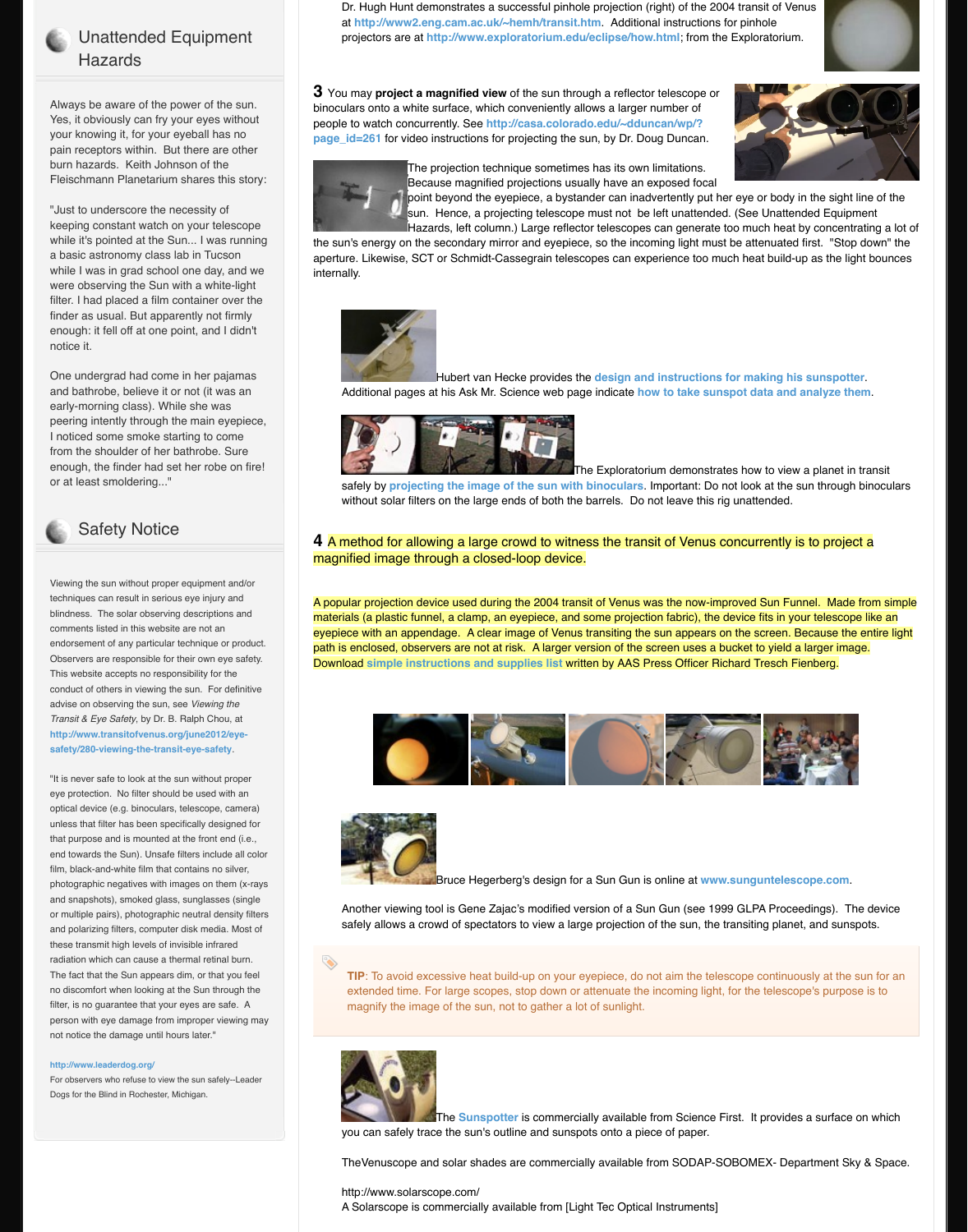## Unattended Equipment Hazards

Always be aware of the power of the sun. Yes, it obviously can fry your eyes without your knowing it, for your eyeball has no pain receptors within. But there are other burn hazards. Keith Johnson of the Fleischmann Planetarium shares this story:

"Just to underscore the necessity of keeping constant watch on your telescope while it's pointed at the Sun... I was running a basic astronomy class lab in Tucson while I was in grad school one day, and we were observing the Sun with a white-light filter. I had placed a film container over the finder as usual. But apparently not firmly enough: it fell off at one point, and I didn't notice it.

One undergrad had come in her pajamas and bathrobe, believe it or not (it was an early-morning class). While she was peering intently through the main eyepiece, I noticed some smoke starting to come from the shoulder of her bathrobe. Sure enough, the finder had set her robe on fire! or at least smoldering..."

## Safety Notice

Viewing the sun without proper equipment and/or techniques can result in serious eye injury and blindness. The solar observing descriptions and comments listed in this website are not an endorsement of any particular technique or product. Observers are responsible for their own eye safety. This website accepts no responsibility for the conduct of others in viewing the sun. For definitive advise on observing the sun, see *Viewing the Transit & Eye Safety*, by Dr. B. Ralph Chou, at http://www.transitofvenus.org/june2012/eye-safety/280-viewing-the-transit-eye-safety.

"It is never safe to look at the sun without proper eye protection. No filter should be used with an optical device (e.g. binoculars, telescope, camera) unless that filter has been specifically designed for that purpose and is mounted at the front end (i.e., end towards the Sun). Unsafe filters include all color film, black-and-white film that contains no silver, photographic negatives with images on them (x-rays and snapshots), smoked glass, sunglasses (single or multiple pairs), photographic neutral density filters and polarizing filters, computer disk media. Most of these transmit high levels of invisible infrared radiation which can cause a thermal retinal burn. The fact that the Sun appears dim, or that you feel no discomfort when looking at the Sun through the filter, is no guarantee that your eyes are safe. A person with eye damage from improper viewing may not notice the damage until hours later."

http://www.leaderdog.org/
For observers who refuse to view the sun safely--Leader Dogs for the Blind in Rochester, Michigan.

---

Dr. Hugh Hunt demonstrates a successful pinhole projection (right) of the 2004 transit of Venus at http://www2.eng.cam.ac.uk/~hemh/transit.htm. Additional instructions for pinhole projectors are at http://www.exploratorium.edu/eclipse/how.html; from the Exploratorium.

**3** You may **project a magnified view** of the sun through a reflector telescope or binoculars onto a white surface, which conveniently allows a larger number of people to watch concurrently. See http://casa.colorado.edu/~dduncan/wp/?page_id=261 for video instructions for projecting the sun, by Dr. Doug Duncan.

The projection technique sometimes has its own limitations. Because magnified projections usually have an exposed focal point beyond the eyepiece, a bystander can inadvertently put her eye or body in the sight line of the sun. Hence, a projecting telescope must not be left unattended. (See Unattended Equipment Hazards, left column.) Large reflector telescopes can generate too much heat by concentrating a lot of the sun's energy on the secondary mirror and eyepiece, so the incoming light must be attenuated first. "Stop down" the aperture. Likewise, SCT or Schmidt-Cassegrain telescopes can experience too much heat build-up as the light bounces internally.

Hubert van Hecke provides the design and instructions for making his sunspotter. Additional pages at his Ask Mr. Science web page indicate how to take sunspot data and analyze them.

The Exploratorium demonstrates how to view a planet in transit safely by projecting the image of the sun with binoculars. Important: Do not look at the sun through binoculars without solar filters on the large ends of both the barrels. Do not leave this rig unattended.

**4** A method for allowing a large crowd to witness the transit of Venus concurrently is to project a magnified image through a closed-loop device.

A popular projection device used during the 2004 transit of Venus was the now-improved Sun Funnel. Made from simple materials (a plastic funnel, a clamp, an eyepiece, and some projection fabric), the device fits in your telescope like an eyepiece with an appendage. A clear image of Venus transiting the sun appears on the screen. Because the entire light path is enclosed, observers are not at risk. A larger version of the screen uses a bucket to yield a larger image. Download simple instructions and supplies list written by AAS Press Officer Richard Tresch Fienberg.

Bruce Hegerberg's design for a Sun Gun is online at www.sunguntelescope.com.

Another viewing tool is Gene Zajac's modified version of a Sun Gun (see 1999 GLPA Proceedings). The device safely allows a crowd of spectators to view a large projection of the sun, the transiting planet, and sunspots.

**TIP**: To avoid excessive heat build-up on your eyepiece, do not aim the telescope continuously at the sun for an extended time. For large scopes, stop down or attenuate the incoming light, for the telescope's purpose is to magnify the image of the sun, not to gather a lot of sunlight.

The Sunspotter is commercially available from Science First. It provides a surface on which you can safely trace the sun's outline and sunspots onto a piece of paper.

TheVenuscope and solar shades are commercially available from SODAP-SOBOMEX- Department Sky & Space.

http://www.solarscope.com/
A Solarscope is commercially available from [Light Tec Optical Instruments]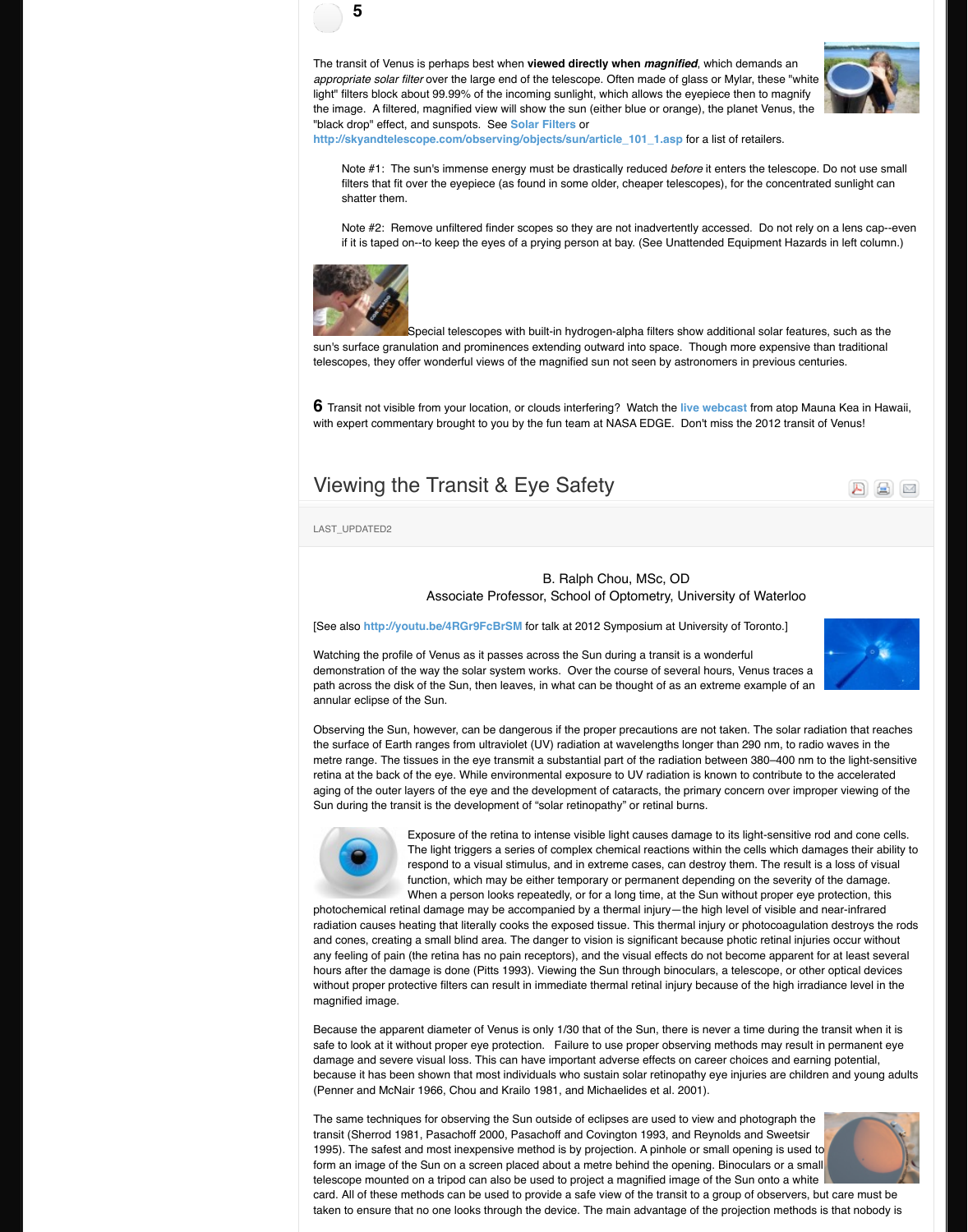**5**

The transit of Venus is perhaps best when **viewed directly when *magnified***, which demands an *appropriate solar filter* over the large end of the telescope. Often made of glass or Mylar, these "white light" filters block about 99.99% of the incoming sunlight, which allows the eyepiece then to magnify the image. A filtered, magnified view will show the sun (either blue or orange), the planet Venus, the "black drop" effect, and sunspots. See **Solar Filters** or **http://skyandtelescope.com/observing/objects/sun/article_101_1.asp** for a list of retailers.

> Note #1: The sun's immense energy must be drastically reduced *before* it enters the telescope. Do not use small filters that fit over the eyepiece (as found in some older, cheaper telescopes), for the concentrated sunlight can shatter them.
>
> Note #2: Remove unfiltered finder scopes so they are not inadvertently accessed. Do not rely on a lens cap--even if it is taped on--to keep the eyes of a prying person at bay. (See Unattended Equipment Hazards in left column.)

Special telescopes with built-in hydrogen-alpha filters show additional solar features, such as the sun's surface granulation and prominences extending outward into space. Though more expensive than traditional telescopes, they offer wonderful views of the magnified sun not seen by astronomers in previous centuries.

**6** Transit not visible from your location, or clouds interfering? Watch the **live webcast** from atop Mauna Kea in Hawaii, with expert commentary brought to you by the fun team at NASA EDGE. Don't miss the 2012 transit of Venus!

## Viewing the Transit & Eye Safety

LAST_UPDATED2

B. Ralph Chou, MSc, OD
Associate Professor, School of Optometry, University of Waterloo

[See also **http://youtu.be/4RGr9FcBrSM** for talk at 2012 Symposium at University of Toronto.]

Watching the profile of Venus as it passes across the Sun during a transit is a wonderful demonstration of the way the solar system works. Over the course of several hours, Venus traces a path across the disk of the Sun, then leaves, in what can be thought of as an extreme example of an annular eclipse of the Sun.

Observing the Sun, however, can be dangerous if the proper precautions are not taken. The solar radiation that reaches the surface of Earth ranges from ultraviolet (UV) radiation at wavelengths longer than 290 nm, to radio waves in the metre range. The tissues in the eye transmit a substantial part of the radiation between 380–400 nm to the light-sensitive retina at the back of the eye. While environmental exposure to UV radiation is known to contribute to the accelerated aging of the outer layers of the eye and the development of cataracts, the primary concern over improper viewing of the Sun during the transit is the development of "solar retinopathy" or retinal burns.

Exposure of the retina to intense visible light causes damage to its light-sensitive rod and cone cells. The light triggers a series of complex chemical reactions within the cells which damages their ability to respond to a visual stimulus, and in extreme cases, can destroy them. The result is a loss of visual function, which may be either temporary or permanent depending on the severity of the damage. When a person looks repeatedly, or for a long time, at the Sun without proper eye protection, this photochemical retinal damage may be accompanied by a thermal injury—the high level of visible and near-infrared radiation causes heating that literally cooks the exposed tissue. This thermal injury or photocoagulation destroys the rods and cones, creating a small blind area. The danger to vision is significant because photic retinal injuries occur without any feeling of pain (the retina has no pain receptors), and the visual effects do not become apparent for at least several hours after the damage is done (Pitts 1993). Viewing the Sun through binoculars, a telescope, or other optical devices without proper protective filters can result in immediate thermal retinal injury because of the high irradiance level in the magnified image.

Because the apparent diameter of Venus is only 1/30 that of the Sun, there is never a time during the transit when it is safe to look at it without proper eye protection. Failure to use proper observing methods may result in permanent eye damage and severe visual loss. This can have important adverse effects on career choices and earning potential, because it has been shown that most individuals who sustain solar retinopathy eye injuries are children and young adults (Penner and McNair 1966, Chou and Krailo 1981, and Michaelides et al. 2001).

The same techniques for observing the Sun outside of eclipses are used to view and photograph the transit (Sherrod 1981, Pasachoff 2000, Pasachoff and Covington 1993, and Reynolds and Sweetsir 1995). The safest and most inexpensive method is by projection. A pinhole or small opening is used to form an image of the Sun on a screen placed about a metre behind the opening. Binoculars or a small telescope mounted on a tripod can also be used to project a magnified image of the Sun onto a white card. All of these methods can be used to provide a safe view of the transit to a group of observers, but care must be taken to ensure that no one looks through the device. The main advantage of the projection methods is that nobody is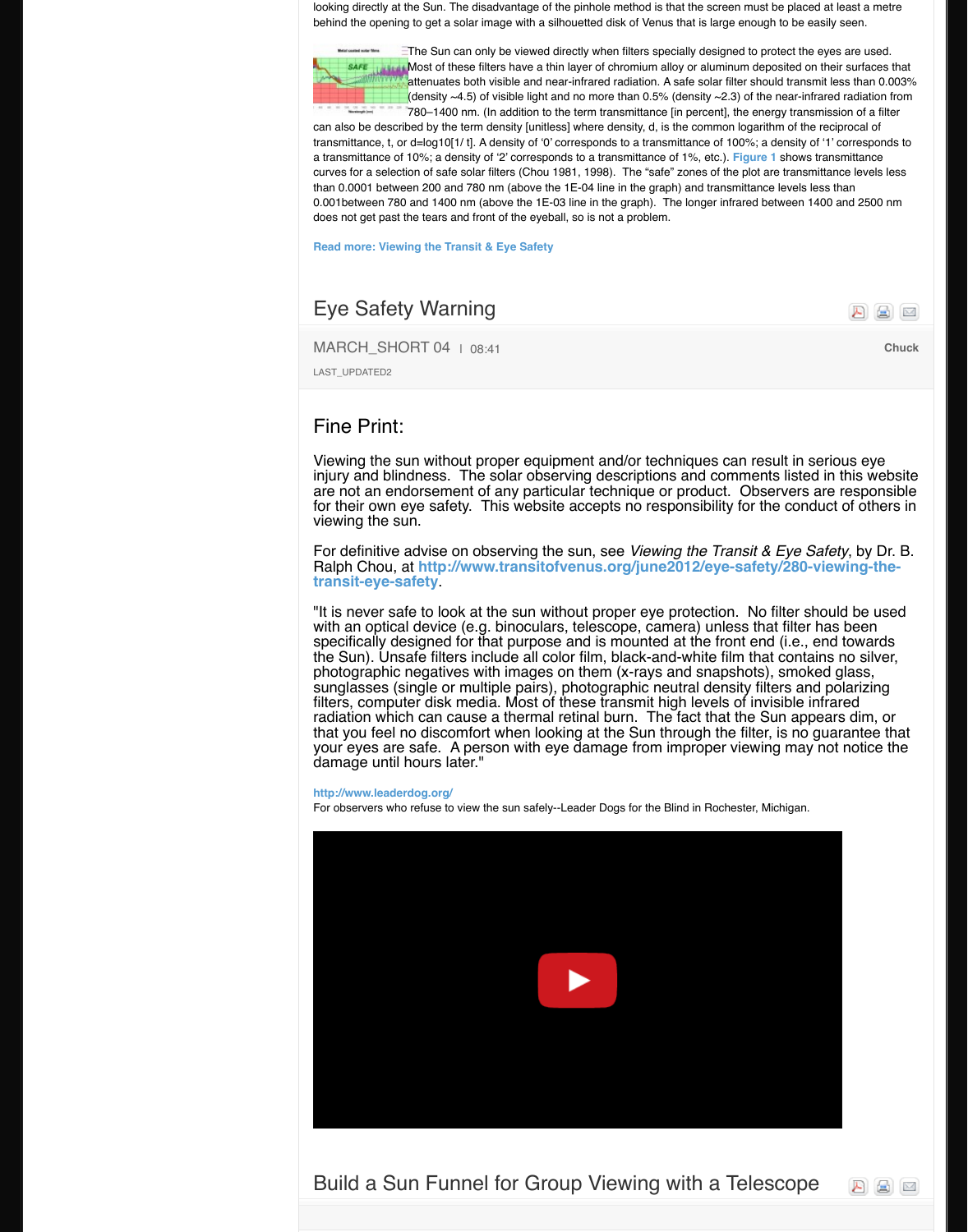looking directly at the Sun. The disadvantage of the pinhole method is that the screen must be placed at least a metre behind the opening to get a solar image with a silhouetted disk of Venus that is large enough to be easily seen.

The Sun can only be viewed directly when filters specially designed to protect the eyes are used. Most of these filters have a thin layer of chromium alloy or aluminum deposited on their surfaces that attenuates both visible and near-infrared radiation. A safe solar filter should transmit less than 0.003% (density ~4.5) of visible light and no more than 0.5% (density ~2.3) of the near-infrared radiation from 780–1400 nm. (In addition to the term transmittance [in percent], the energy transmission of a filter can also be described by the term density [unitless] where density, d, is the common logarithm of the reciprocal of transmittance, t, or d=log10[1/ t]. A density of '0' corresponds to a transmittance of 100%; a density of '1' corresponds to a transmittance of 10%; a density of '2' corresponds to a transmittance of 1%, etc.). Figure 1 shows transmittance curves for a selection of safe solar filters (Chou 1981, 1998). The "safe" zones of the plot are transmittance levels less than 0.0001 between 200 and 780 nm (above the 1E-04 line in the graph) and transmittance levels less than 0.001between 780 and 1400 nm (above the 1E-03 line in the graph). The longer infrared between 1400 and 2500 nm does not get past the tears and front of the eyeball, so is not a problem.

Read more: Viewing the Transit & Eye Safety

## Eye Safety Warning

MARCH_SHORT 04 | 08:41 Chuck

LAST_UPDATED2

## Fine Print:

Viewing the sun without proper equipment and/or techniques can result in serious eye injury and blindness. The solar observing descriptions and comments listed in this website are not an endorsement of any particular technique or product. Observers are responsible for their own eye safety. This website accepts no responsibility for the conduct of others in viewing the sun.

For definitive advise on observing the sun, see *Viewing the Transit & Eye Safety*, by Dr. B. Ralph Chou, at **http://www.transitofvenus.org/june2012/eye-safety/280-viewing-the-transit-eye-safety**.

"It is never safe to look at the sun without proper eye protection. No filter should be used with an optical device (e.g. binoculars, telescope, camera) unless that filter has been specifically designed for that purpose and is mounted at the front end (i.e., end towards the Sun). Unsafe filters include all color film, black-and-white film that contains no silver, photographic negatives with images on them (x-rays and snapshots), smoked glass, sunglasses (single or multiple pairs), photographic neutral density filters and polarizing filters, computer disk media. Most of these transmit high levels of invisible infrared radiation which can cause a thermal retinal burn. The fact that the Sun appears dim, or that you feel no discomfort when looking at the Sun through the filter, is no guarantee that your eyes are safe. A person with eye damage from improper viewing may not notice the damage until hours later."

http://www.leaderdog.org/

For observers who refuse to view the sun safely--Leader Dogs for the Blind in Rochester, Michigan.

## Build a Sun Funnel for Group Viewing with a Telescope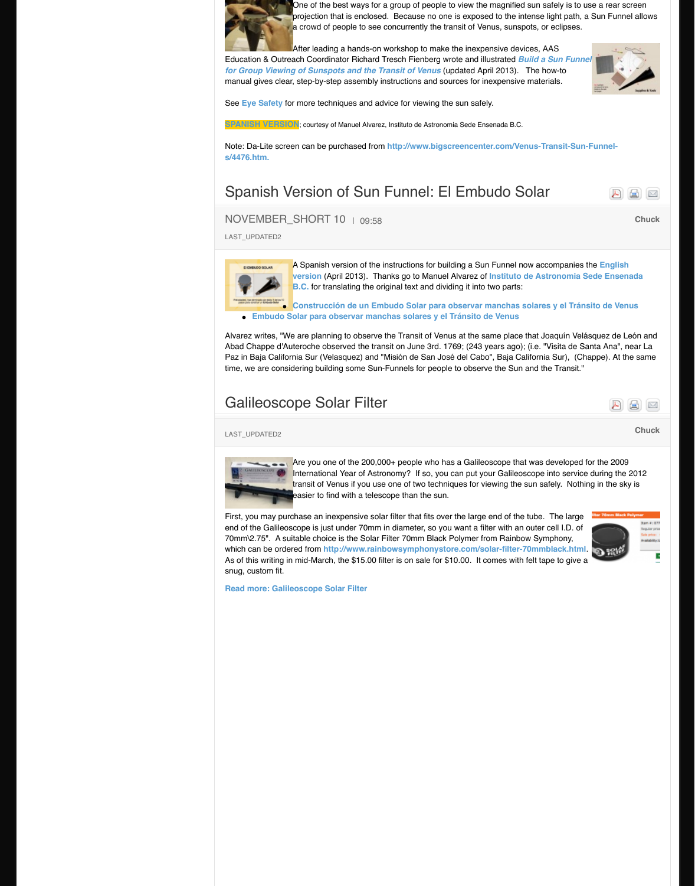One of the best ways for a group of people to view the magnified sun safely is to use a rear screen projection that is enclosed. Because no one is exposed to the intense light path, a Sun Funnel allows a crowd of people to see concurrently the transit of Venus, sunspots, or eclipses.

After leading a hands-on workshop to make the inexpensive devices, AAS Education & Outreach Coordinator Richard Tresch Fienberg wrote and illustrated ***Build a Sun Funnel for Group Viewing of Sunspots and the Transit of Venus*** (updated April 2013). The how-to manual gives clear, step-by-step assembly instructions and sources for inexpensive materials.

See **Eye Safety** for more techniques and advice for viewing the sun safely.

**SPANISH VERSION**; courtesy of Manuel Alvarez, Instituto de Astronomia Sede Ensenada B.C.

Note: Da-Lite screen can be purchased from **http://www.bigscreencenter.com/Venus-Transit-Sun-Funnel-s/4476.htm.**

## Spanish Version of Sun Funnel: El Embudo Solar

NOVEMBER_SHORT 10 | 09:58

Chuck

LAST_UPDATED2

A Spanish version of the instructions for building a Sun Funnel now accompanies the **English version** (April 2013). Thanks go to Manuel Alvarez of **Instituto de Astronomia Sede Ensenada B.C.** for translating the original text and dividing it into two parts:

- **Construcción de un Embudo Solar para observar manchas solares y el Tránsito de Venus**
- **Embudo Solar para observar manchas solares y el Tránsito de Venus**

Alvarez writes, "We are planning to observe the Transit of Venus at the same place that Joaquín Velásquez de León and Abad Chappe d'Auteroche observed the transit on June 3rd. 1769; (243 years ago); (i.e. "Visita de Santa Ana", near La Paz in Baja California Sur (Velasquez) and "Misión de San José del Cabo", Baja California Sur), (Chappe). At the same time, we are considering building some Sun-Funnels for people to observe the Sun and the Transit."

## Galileoscope Solar Filter

Chuck

LAST_UPDATED2

Are you one of the 200,000+ people who has a Galileoscope that was developed for the 2009 International Year of Astronomy? If so, you can put your Galileoscope into service during the 2012 transit of Venus if you use one of two techniques for viewing the sun safely. Nothing in the sky is easier to find with a telescope than the sun.

First, you may purchase an inexpensive solar filter that fits over the large end of the tube. The large end of the Galileoscope is just under 70mm in diameter, so you want a filter with an outer cell I.D. of 70mm\2.75". A suitable choice is the Solar Filter 70mm Black Polymer from Rainbow Symphony, which can be ordered from **http://www.rainbowsymphonystore.com/solar-filter-70mmblack.html**. As of this writing in mid-March, the $15.00 filter is on sale for $10.00. It comes with felt tape to give a snug, custom fit.

**Read more: Galileoscope Solar Filter**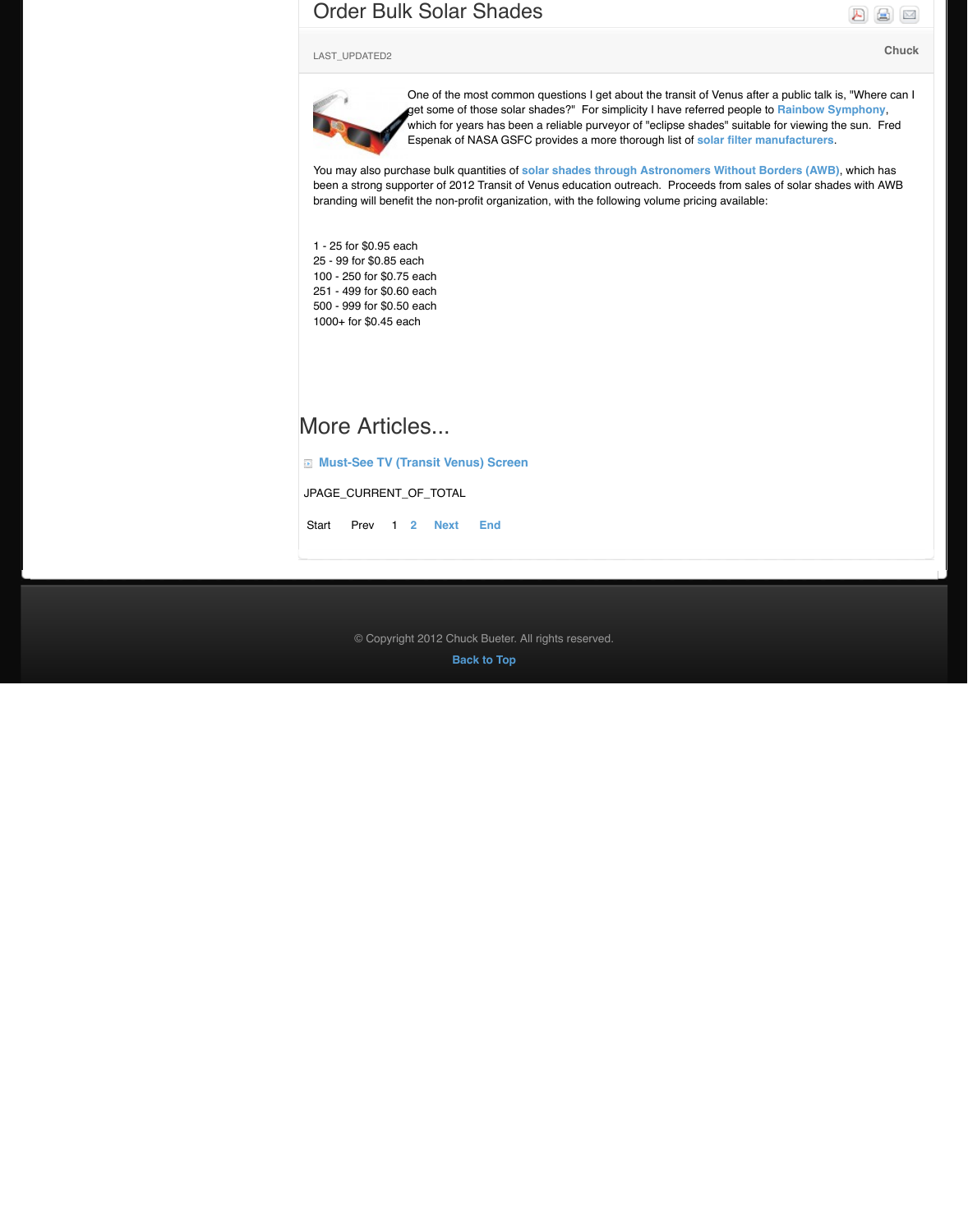# Order Bulk Solar Shades

LAST_UPDATED2

Chuck

One of the most common questions I get about the transit of Venus after a public talk is, "Where can I get some of those solar shades?" For simplicity I have referred people to **Rainbow Symphony**, which for years has been a reliable purveyor of "eclipse shades" suitable for viewing the sun. Fred Espenak of NASA GSFC provides a more thorough list of **solar filter manufacturers**.

You may also purchase bulk quantities of **solar shades through Astronomers Without Borders (AWB)**, which has been a strong supporter of 2012 Transit of Venus education outreach. Proceeds from sales of solar shades with AWB branding will benefit the non-profit organization, with the following volume pricing available:

1 - 25 for $0.95 each
25 - 99 for $0.85 each
100 - 250 for $0.75 each
251 - 499 for $0.60 each
500 - 999 for $0.50 each
1000+ for $0.45 each

## More Articles...

- **Must-See TV (Transit Venus) Screen**

JPAGE_CURRENT_OF_TOTAL

Start Prev 1 2 Next End

© Copyright 2012 Chuck Bueter. All rights reserved.

**Back to Top**